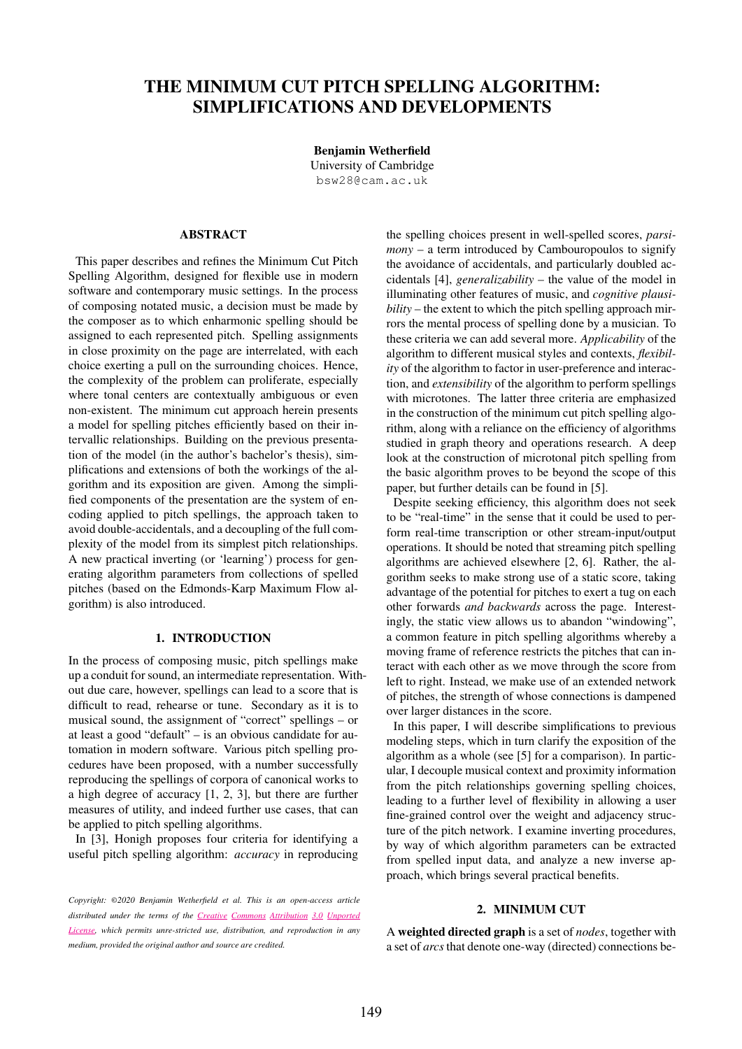# THE MINIMUM CUT PITCH SPELLING ALGORITHM: SIMPLIFICATIONS AND DEVELOPMENTS

**Benjamin Wetherfield**
University of Cambridge
bsw28@cam.ac.uk

## ABSTRACT

This paper describes and refines the Minimum Cut Pitch Spelling Algorithm, designed for flexible use in modern software and contemporary music settings. In the process of composing notated music, a decision must be made by the composer as to which enharmonic spelling should be assigned to each represented pitch. Spelling assignments in close proximity on the page are interrelated, with each choice exerting a pull on the surrounding choices. Hence, the complexity of the problem can proliferate, especially where tonal centers are contextually ambiguous or even non-existent. The minimum cut approach herein presents a model for spelling pitches efficiently based on their intervallic relationships. Building on the previous presentation of the model (in the author's bachelor's thesis), simplifications and extensions of both the workings of the algorithm and its exposition are given. Among the simplified components of the presentation are the system of encoding applied to pitch spellings, the approach taken to avoid double-accidentals, and a decoupling of the full complexity of the model from its simplest pitch relationships. A new practical inverting (or 'learning') process for generating algorithm parameters from collections of spelled pitches (based on the Edmonds-Karp Maximum Flow algorithm) is also introduced.

## 1. INTRODUCTION

In the process of composing music, pitch spellings make up a conduit for sound, an intermediate representation. Without due care, however, spellings can lead to a score that is difficult to read, rehearse or tune. Secondary as it is to musical sound, the assignment of "correct" spellings – or at least a good "default" – is an obvious candidate for automation in modern software. Various pitch spelling procedures have been proposed, with a number successfully reproducing the spellings of corpora of canonical works to a high degree of accuracy [1, 2, 3], but there are further measures of utility, and indeed further use cases, that can be applied to pitch spelling algorithms.

In [3], Honigh proposes four criteria for identifying a useful pitch spelling algorithm: *accuracy* in reproducing the spelling choices present in well-spelled scores, *parsimony* – a term introduced by Cambouropoulos to signify the avoidance of accidentals, and particularly doubled accidentals [4], *generalizability* – the value of the model in illuminating other features of music, and *cognitive plausibility* – the extent to which the pitch spelling approach mirrors the mental process of spelling done by a musician. To these criteria we can add several more. *Applicability* of the algorithm to different musical styles and contexts, *flexibility* of the algorithm to factor in user-preference and interaction, and *extensibility* of the algorithm to perform spellings with microtones. The latter three criteria are emphasized in the construction of the minimum cut pitch spelling algorithm, along with a reliance on the efficiency of algorithms studied in graph theory and operations research. A deep look at the construction of microtonal pitch spelling from the basic algorithm proves to be beyond the scope of this paper, but further details can be found in [5].

Despite seeking efficiency, this algorithm does not seek to be "real-time" in the sense that it could be used to perform real-time transcription or other stream-input/output operations. It should be noted that streaming pitch spelling algorithms are achieved elsewhere [2, 6]. Rather, the algorithm seeks to make strong use of a static score, taking advantage of the potential for pitches to exert a tug on each other forwards *and backwards* across the page. Interestingly, the static view allows us to abandon "windowing", a common feature in pitch spelling algorithms whereby a moving frame of reference restricts the pitches that can interact with each other as we move through the score from left to right. Instead, we make use of an extended network of pitches, the strength of whose connections is dampened over larger distances in the score.

In this paper, I will describe simplifications to previous modeling steps, which in turn clarify the exposition of the algorithm as a whole (see [5] for a comparison). In particular, I decouple musical context and proximity information from the pitch relationships governing spelling choices, leading to a further level of flexibility in allowing a user fine-grained control over the weight and adjacency structure of the pitch network. I examine inverting procedures, by way of which algorithm parameters can be extracted from spelled input data, and analyze a new inverse approach, which brings several practical benefits.

## 2. MINIMUM CUT

A **weighted directed graph** is a set of *nodes*, together with a set of *arcs* that denote one-way (directed) connections be-

*Copyright: ©2020 Benjamin Wetherfield et al. This is an open-access article distributed under the terms of the Creative Commons Attribution 3.0 Unported License, which permits unre-stricted use, distribution, and reproduction in any medium, provided the original author and source are credited.*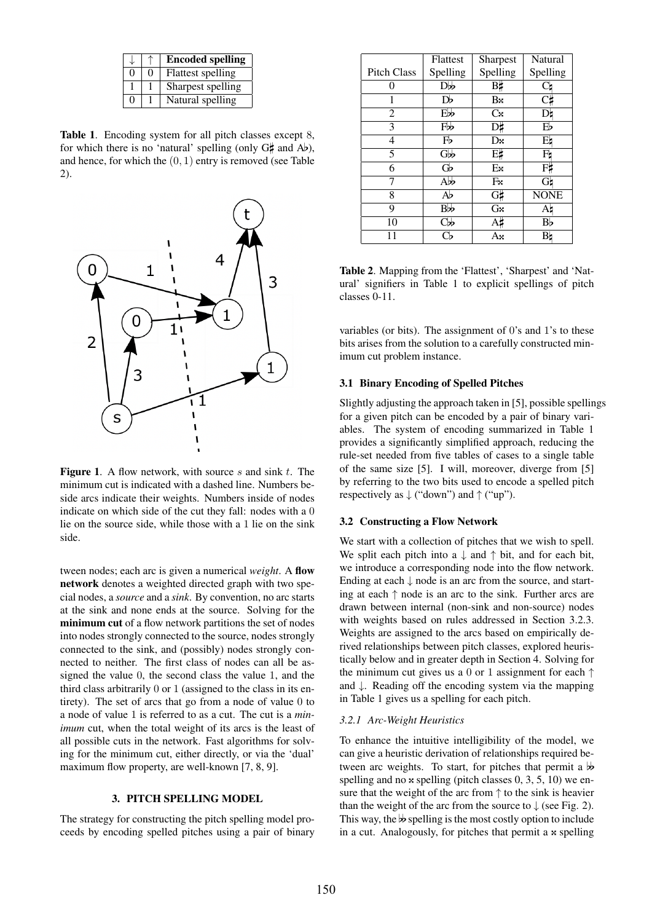| ↓ | ↑ | **Encoded spelling** |
|---|---|---|
| 0 | 0 | Flattest spelling |
| 1 | 1 | Sharpest spelling |
| 0 | 1 | Natural spelling |

**Table 1**. Encoding system for all pitch classes except 8, for which there is no 'natural' spelling (only G♯ and A♭), and hence, for which the $(0, 1)$ entry is removed (see Table 2).

**Figure 1**. A flow network, with source $s$ and sink $t$. The minimum cut is indicated with a dashed line. Numbers beside arcs indicate their weights. Numbers inside of nodes indicate on which side of the cut they fall: nodes with a 0 lie on the source side, while those with a 1 lie on the sink side.

tween nodes; each arc is given a numerical *weight*. A **flow network** denotes a weighted directed graph with two special nodes, a *source* and a *sink*. By convention, no arc starts at the sink and none ends at the source. Solving for the **minimum cut** of a flow network partitions the set of nodes into nodes strongly connected to the source, nodes strongly connected to the sink, and (possibly) nodes strongly connected to neither. The first class of nodes can all be assigned the value 0, the second class the value 1, and the third class arbitrarily 0 or 1 (assigned to the class in its entirety). The set of arcs that go from a node of value 0 to a node of value 1 is referred to as a cut. The cut is a *minimum* cut, when the total weight of its arcs is the least of all possible cuts in the network. Fast algorithms for solving for the minimum cut, either directly, or via the 'dual' maximum flow property, are well-known [7, 8, 9].

## 3. PITCH SPELLING MODEL

The strategy for constructing the pitch spelling model proceeds by encoding spelled pitches using a pair of binary variables (or bits). The assignment of 0's and 1's to these bits arises from the solution to a carefully constructed minimum cut problem instance.

| Pitch Class | Flattest Spelling | Sharpest Spelling | Natural Spelling |
|---|---|---|---|
| 0 | D𝄫 | B♯ | C♮ |
| 1 | D♭ | B𝄪 | C♯ |
| 2 | E𝄫 | C𝄪 | D♮ |
| 3 | F𝄫 | D♯ | E♭ |
| 4 | F♭ | D𝄪 | E♮ |
| 5 | G𝄫 | E♯ | F♮ |
| 6 | G♭ | E𝄪 | F♯ |
| 7 | A𝄫 | F𝄪 | G♮ |
| 8 | A♭ | G♯ | NONE |
| 9 | B𝄫 | G𝄪 | A♮ |
| 10 | C𝄫 | A♯ | B♭ |
| 11 | C♭ | A𝄪 | B♮ |

**Table 2**. Mapping from the 'Flattest', 'Sharpest' and 'Natural' signifiers in Table 1 to explicit spellings of pitch classes 0-11.

### 3.1 Binary Encoding of Spelled Pitches

Slightly adjusting the approach taken in [5], possible spellings for a given pitch can be encoded by a pair of binary variables. The system of encoding summarized in Table 1 provides a significantly simplified approach, reducing the rule-set needed from five tables of cases to a single table of the same size [5]. I will, moreover, diverge from [5] by referring to the two bits used to encode a spelled pitch respectively as ↓ ("down") and ↑ ("up").

### 3.2 Constructing a Flow Network

We start with a collection of pitches that we wish to spell. We split each pitch into a ↓ and ↑ bit, and for each bit, we introduce a corresponding node into the flow network. Ending at each ↓ node is an arc from the source, and starting at each ↑ node is an arc to the sink. Further arcs are drawn between internal (non-sink and non-source) nodes with weights based on rules addressed in Section 3.2.3. Weights are assigned to the arcs based on empirically derived relationships between pitch classes, explored heuristically below and in greater depth in Section 4. Solving for the minimum cut gives us a 0 or 1 assignment for each ↑ and ↓. Reading off the encoding system via the mapping in Table 1 gives us a spelling for each pitch.

#### *3.2.1 Arc-Weight Heuristics*

To enhance the intuitive intelligibility of the model, we can give a heuristic derivation of relationships required between arc weights. To start, for pitches that permit a 𝄫 spelling and no 𝄪 spelling (pitch classes 0, 3, 5, 10) we ensure that the weight of the arc from ↑ to the sink is heavier than the weight of the arc from the source to ↓ (see Fig. 2). This way, the 𝄫 spelling is the most costly option to include in a cut. Analogously, for pitches that permit a 𝄪 spelling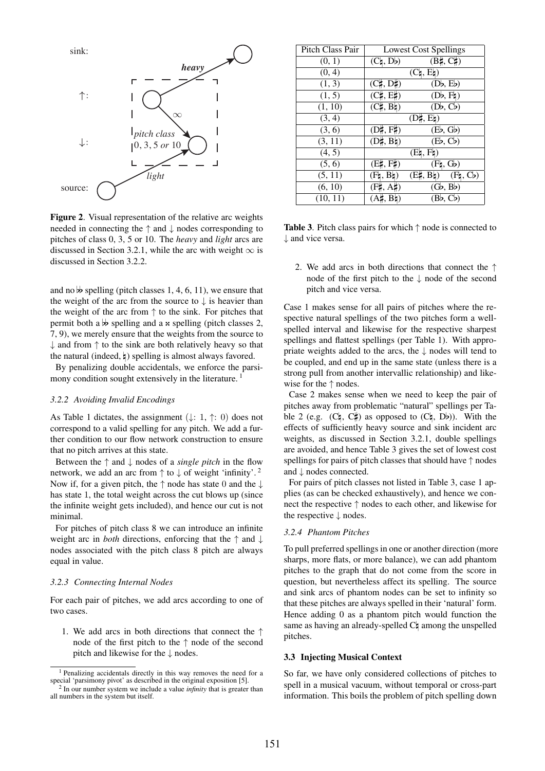**Figure 2**. Visual representation of the relative arc weights needed in connecting the ↑ and ↓ nodes corresponding to pitches of class 0, 3, 5 or 10. The *heavy* and *light* arcs are discussed in Section 3.2.1, while the arc with weight ∞ is discussed in Section 3.2.2.

and no 𝄫 spelling (pitch classes 1, 4, 6, 11), we ensure that the weight of the arc from the source to ↓ is heavier than the weight of the arc from ↑ to the sink. For pitches that permit both a 𝄫 spelling and a 𝄪 spelling (pitch classes 2, 7, 9), we merely ensure that the weights from the source to ↓ and from ↑ to the sink are both relatively heavy so that the natural (indeed, ♮) spelling is almost always favored.

By penalizing double accidentals, we enforce the parsimony condition sought extensively in the literature. [1]

### 3.2.2 Avoiding Invalid Encodings

As Table 1 dictates, the assignment (↓: 1, ↑: 0) does not correspond to a valid spelling for any pitch. We add a further condition to our flow network construction to ensure that no pitch arrives at this state.

Between the ↑ and ↓ nodes of a *single pitch* in the flow network, we add an arc from ↑ to ↓ of weight 'infinity'. [2] Now if, for a given pitch, the ↑ node has state 0 and the ↓ has state 1, the total weight across the cut blows up (since the infinite weight gets included), and hence our cut is not minimal.

For pitches of pitch class 8 we can introduce an infinite weight arc in *both* directions, enforcing that the ↑ and ↓ nodes associated with the pitch class 8 pitch are always equal in value.

### 3.2.3 Connecting Internal Nodes

For each pair of pitches, we add arcs according to one of two cases.

1. We add arcs in both directions that connect the ↑ node of the first pitch to the ↑ node of the second pitch and likewise for the ↓ nodes.

[1] Penalizing accidentals directly in this way removes the need for a special 'parsimony pivot' as described in the original exposition [5].

[2] In our number system we include a value *infinity* that is greater than all numbers in the system but itself.

| Pitch Class Pair | Lowest Cost Spellings | | |
|---|---|---|---|
| (0, 1) | (C♮, D♭) | (B♯, C♯) | |
| (0, 4) | (C♮, E♮) | | |
| (1, 3) | (C♯, D♯) | (D♭, E♭) | |
| (1, 5) | (C♯, E♯) | (D♭, F♮) | |
| (1, 10) | (C♯, B♮) | (D♭, C♭) | |
| (3, 4) | (D♯, E♮) | | |
| (3, 6) | (D♯, F♯) | (E♭, G♭) | |
| (3, 11) | (D♯, B♮) | (E♭, C♭) | |
| (4, 5) | (E♮, F♮) | | |
| (5, 6) | (E♯, F♯) | (F♮, G♭) | |
| (5, 11) | (F♮, B♮) | (E♯, B♮) | (F♮, C♭) |
| (6, 10) | (F♯, A♯) | (G♭, B♭) | |
| (10, 11) | (A♯, B♮) | (B♭, C♭) | |

**Table 3**. Pitch class pairs for which ↑ node is connected to ↓ and vice versa.

2. We add arcs in both directions that connect the ↑ node of the first pitch to the ↓ node of the second pitch and vice versa.

Case 1 makes sense for all pairs of pitches where the respective natural spellings of the two pitches form a well-spelled interval and likewise for the respective sharpest spellings and flattest spellings (per Table 1). With appropriate weights added to the arcs, the ↓ nodes will tend to be coupled, and end up in the same state (unless there is a strong pull from another intervallic relationship) and likewise for the ↑ nodes.

Case 2 makes sense when we need to keep the pair of pitches away from problematic "natural" spellings per Table 2 (e.g. (C♮, C♯) as opposed to (C♮, D♭)). With the effects of sufficiently heavy source and sink incident arc weights, as discussed in Section 3.2.1, double spellings are avoided, and hence Table 3 gives the set of lowest cost spellings for pairs of pitch classes that should have ↑ nodes and ↓ nodes connected.

For pairs of pitch classes not listed in Table 3, case 1 applies (as can be checked exhaustively), and hence we connect the respective ↑ nodes to each other, and likewise for the respective ↓ nodes.

### 3.2.4 Phantom Pitches

To pull preferred spellings in one or another direction (more sharps, more flats, or more balance), we can add phantom pitches to the graph that do not come from the score in question, but nevertheless affect its spelling. The source and sink arcs of phantom nodes can be set to infinity so that these pitches are always spelled in their 'natural' form. Hence adding 0 as a phantom pitch would function the same as having an already-spelled C♮ among the unspelled pitches.

### 3.3 Injecting Musical Context

So far, we have only considered collections of pitches to spell in a musical vacuum, without temporal or cross-part information. This boils the problem of pitch spelling down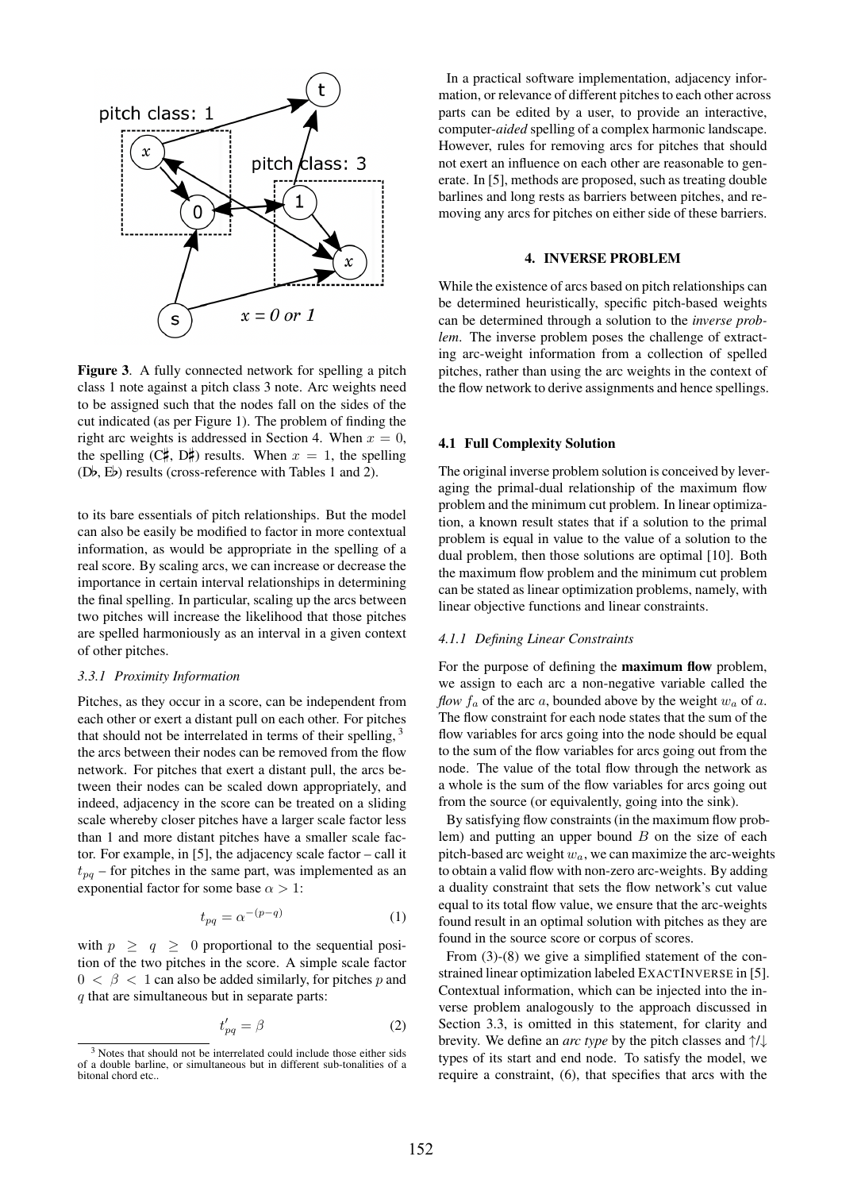**Figure 3**. A fully connected network for spelling a pitch class 1 note against a pitch class 3 note. Arc weights need to be assigned such that the nodes fall on the sides of the cut indicated (as per Figure 1). The problem of finding the right arc weights is addressed in Section 4. When $x = 0$, the spelling (C♯, D♯) results. When $x = 1$, the spelling (D♭, E♭) results (cross-reference with Tables 1 and 2).

to its bare essentials of pitch relationships. But the model can also be easily be modified to factor in more contextual information, as would be appropriate in the spelling of a real score. By scaling arcs, we can increase or decrease the importance in certain interval relationships in determining the final spelling. In particular, scaling up the arcs between two pitches will increase the likelihood that those pitches are spelled harmoniously as an interval in a given context of other pitches.

#### 3.3.1 Proximity Information

Pitches, as they occur in a score, can be independent from each other or exert a distant pull on each other. For pitches that should not be interrelated in terms of their spelling, [3] the arcs between their nodes can be removed from the flow network. For pitches that exert a distant pull, the arcs between their nodes can be scaled down appropriately, and indeed, adjacency in the score can be treated on a sliding scale whereby closer pitches have a larger scale factor less than 1 and more distant pitches have a smaller scale factor. For example, in [5], the adjacency scale factor – call it $t_{pq}$ – for pitches in the same part, was implemented as an exponential factor for some base $\alpha > 1$:

$$t_{pq} = \alpha^{-(p-q)} \tag{1}$$

with $p \geq q \geq 0$ proportional to the sequential position of the two pitches in the score. A simple scale factor $0 < \beta < 1$ can also be added similarly, for pitches $p$ and $q$ that are simultaneous but in separate parts:

$$t'_{pq} = \beta \tag{2}$$

[3] Notes that should not be interrelated could include those either sids of a double barline, or simultaneous but in different sub-tonalities of a bitonal chord etc..

In a practical software implementation, adjacency information, or relevance of different pitches to each other across parts can be edited by a user, to provide an interactive, computer-*aided* spelling of a complex harmonic landscape. However, rules for removing arcs for pitches that should not exert an influence on each other are reasonable to generate. In [5], methods are proposed, such as treating double barlines and long rests as barriers between pitches, and removing any arcs for pitches on either side of these barriers.

## 4. INVERSE PROBLEM

While the existence of arcs based on pitch relationships can be determined heuristically, specific pitch-based weights can be determined through a solution to the *inverse problem*. The inverse problem poses the challenge of extracting arc-weight information from a collection of spelled pitches, rather than using the arc weights in the context of the flow network to derive assignments and hence spellings.

### 4.1 Full Complexity Solution

The original inverse problem solution is conceived by leveraging the primal-dual relationship of the maximum flow problem and the minimum cut problem. In linear optimization, a known result states that if a solution to the primal problem is equal in value to the value of a solution to the dual problem, then those solutions are optimal [10]. Both the maximum flow problem and the minimum cut problem can be stated as linear optimization problems, namely, with linear objective functions and linear constraints.

#### 4.1.1 Defining Linear Constraints

For the purpose of defining the **maximum flow** problem, we assign to each arc a non-negative variable called the *flow* $f_a$ of the arc $a$, bounded above by the weight $w_a$ of $a$. The flow constraint for each node states that the sum of the flow variables for arcs going into the node should be equal to the sum of the flow variables for arcs going out from the node. The value of the total flow through the network as a whole is the sum of the flow variables for arcs going out from the source (or equivalently, going into the sink).

By satisfying flow constraints (in the maximum flow problem) and putting an upper bound $B$ on the size of each pitch-based arc weight $w_a$, we can maximize the arc-weights to obtain a valid flow with non-zero arc-weights. By adding a duality constraint that sets the flow network's cut value equal to its total flow value, we ensure that the arc-weights found result in an optimal solution with pitches as they are found in the source score or corpus of scores.

From (3)-(8) we give a simplified statement of the constrained linear optimization labeled EXACTINVERSE in [5]. Contextual information, which can be injected into the inverse problem analogously to the approach discussed in Section 3.3, is omitted in this statement, for clarity and brevity. We define an *arc type* by the pitch classes and ↑/↓ types of its start and end node. To satisfy the model, we require a constraint, (6), that specifies that arcs with the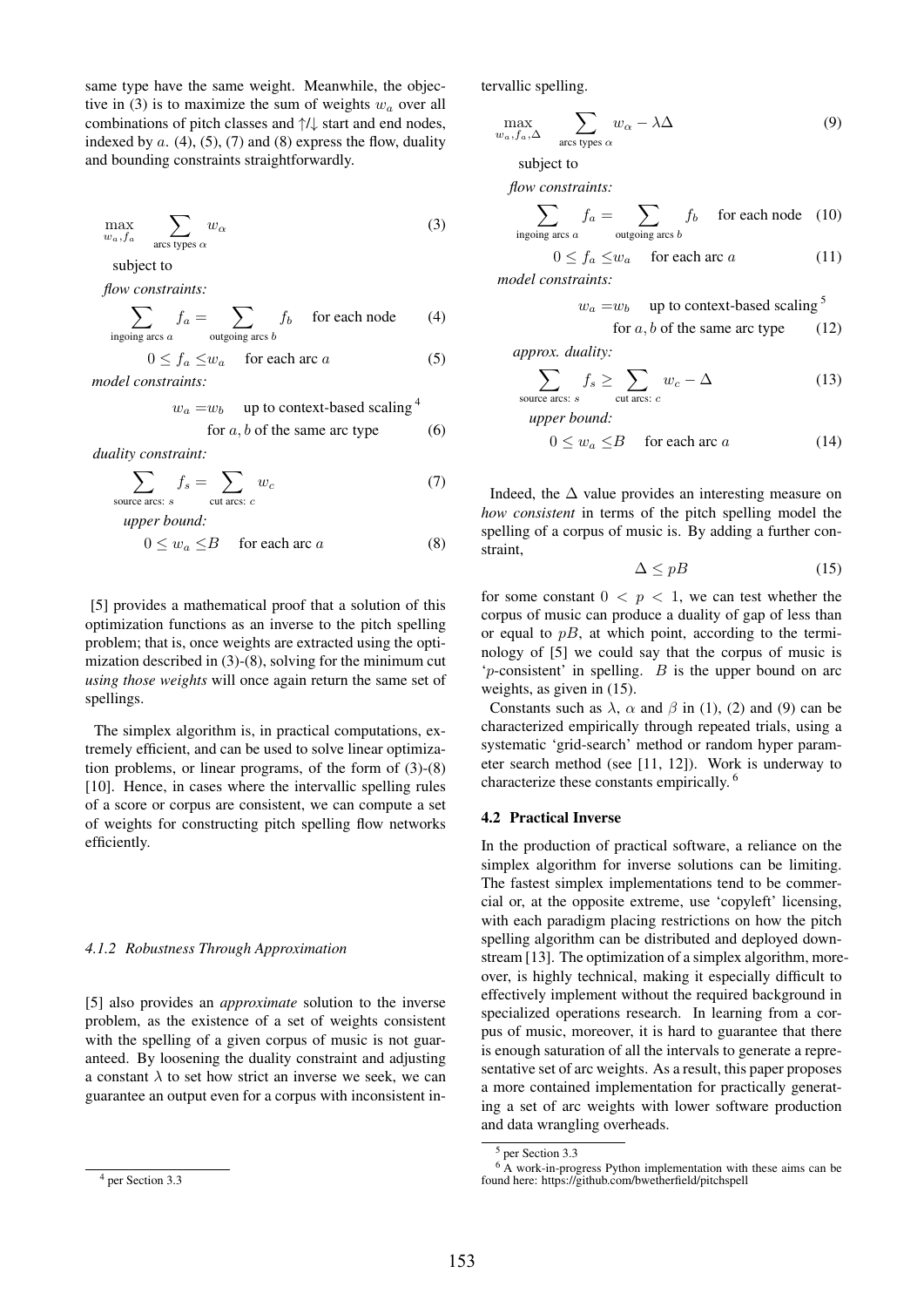same type have the same weight. Meanwhile, the objective in (3) is to maximize the sum of weights $w_a$ over all combinations of pitch classes and ↑/↓ start and end nodes, indexed by $a$. (4), (5), (7) and (8) express the flow, duality and bounding constraints straightforwardly.

$$\max_{w_a, f_a} \sum_{\text{arcs types } \alpha} w_\alpha \tag{3}$$

subject to

*flow constraints:*

$$\sum_{\text{ingoing arcs } a} f_a = \sum_{\text{outgoing arcs } b} f_b \quad \text{for each node} \tag{4}$$

$$0 \leq f_a \leq w_a \quad \text{for each arc } a \tag{5}$$

*model constraints:*

$$w_a = w_b \quad \text{up to context-based scaling}^4$$
$$\text{for } a, b \text{ of the same arc type} \tag{6}$$

*duality constraint:*

$$\sum_{\text{source arcs: } s} f_s = \sum_{\text{cut arcs: } c} w_c \tag{7}$$

*upper bound:*

$$0 \leq w_a \leq B \quad \text{for each arc } a \tag{8}$$

[5] provides a mathematical proof that a solution of this optimization functions as an inverse to the pitch spelling problem; that is, once weights are extracted using the optimization described in (3)-(8), solving for the minimum cut *using those weights* will once again return the same set of spellings.

The simplex algorithm is, in practical computations, extremely efficient, and can be used to solve linear optimization problems, or linear programs, of the form of (3)-(8) [10]. Hence, in cases where the intervallic spelling rules of a score or corpus are consistent, we can compute a set of weights for constructing pitch spelling flow networks efficiently.

#### 4.1.2 Robustness Through Approximation

[5] also provides an *approximate* solution to the inverse problem, as the existence of a set of weights consistent with the spelling of a given corpus of music is not guaranteed. By loosening the duality constraint and adjusting a constant $\lambda$ to set how strict an inverse we seek, we can guarantee an output even for a corpus with inconsistent intervallic spelling.

$$\max_{w_a, f_a, \Delta} \sum_{\text{arcs types } \alpha} w_\alpha - \lambda\Delta \tag{9}$$

subject to

*flow constraints:*

$$\sum_{\text{ingoing arcs } a} f_a = \sum_{\text{outgoing arcs } b} f_b \quad \text{for each node} \tag{10}$$

$$0 \leq f_a \leq w_a \quad \text{for each arc } a \tag{11}$$

*model constraints:*

$$w_a = w_b \quad \text{up to context-based scaling}^5$$
$$\text{for } a, b \text{ of the same arc type} \tag{12}$$

*approx. duality:*

$$\sum_{\text{source arcs: } s} f_s \geq \sum_{\text{cut arcs: } c} w_c - \Delta \tag{13}$$

*upper bound:*

$$0 \leq w_a \leq B \quad \text{for each arc } a \tag{14}$$

Indeed, the $\Delta$ value provides an interesting measure on *how consistent* in terms of the pitch spelling model the spelling of a corpus of music is. By adding a further constraint,

$$\Delta \leq pB \tag{15}$$

for some constant $0 < p < 1$, we can test whether the corpus of music can produce a duality of gap of less than or equal to $pB$, at which point, according to the terminology of [5] we could say that the corpus of music is '$p$-consistent' in spelling. $B$ is the upper bound on arc weights, as given in (15).

Constants such as $\lambda$, $\alpha$ and $\beta$ in (1), (2) and (9) can be characterized empirically through repeated trials, using a systematic 'grid-search' method or random hyper parameter search method (see [11, 12]). Work is underway to characterize these constants empirically. [6]

### 4.2 Practical Inverse

In the production of practical software, a reliance on the simplex algorithm for inverse solutions can be limiting. The fastest simplex implementations tend to be commercial or, at the opposite extreme, use 'copyleft' licensing, with each paradigm placing restrictions on how the pitch spelling algorithm can be distributed and deployed downstream [13]. The optimization of a simplex algorithm, moreover, is highly technical, making it especially difficult to effectively implement without the required background in specialized operations research. In learning from a corpus of music, moreover, it is hard to guarantee that there is enough saturation of all the intervals to generate a representative set of arc weights. As a result, this paper proposes a more contained implementation for practically generating a set of arc weights with lower software production and data wrangling overheads.

---

[4] per Section 3.3

[5] per Section 3.3

[6] A work-in-progress Python implementation with these aims can be found here: https://github.com/bwetherfield/pitchspell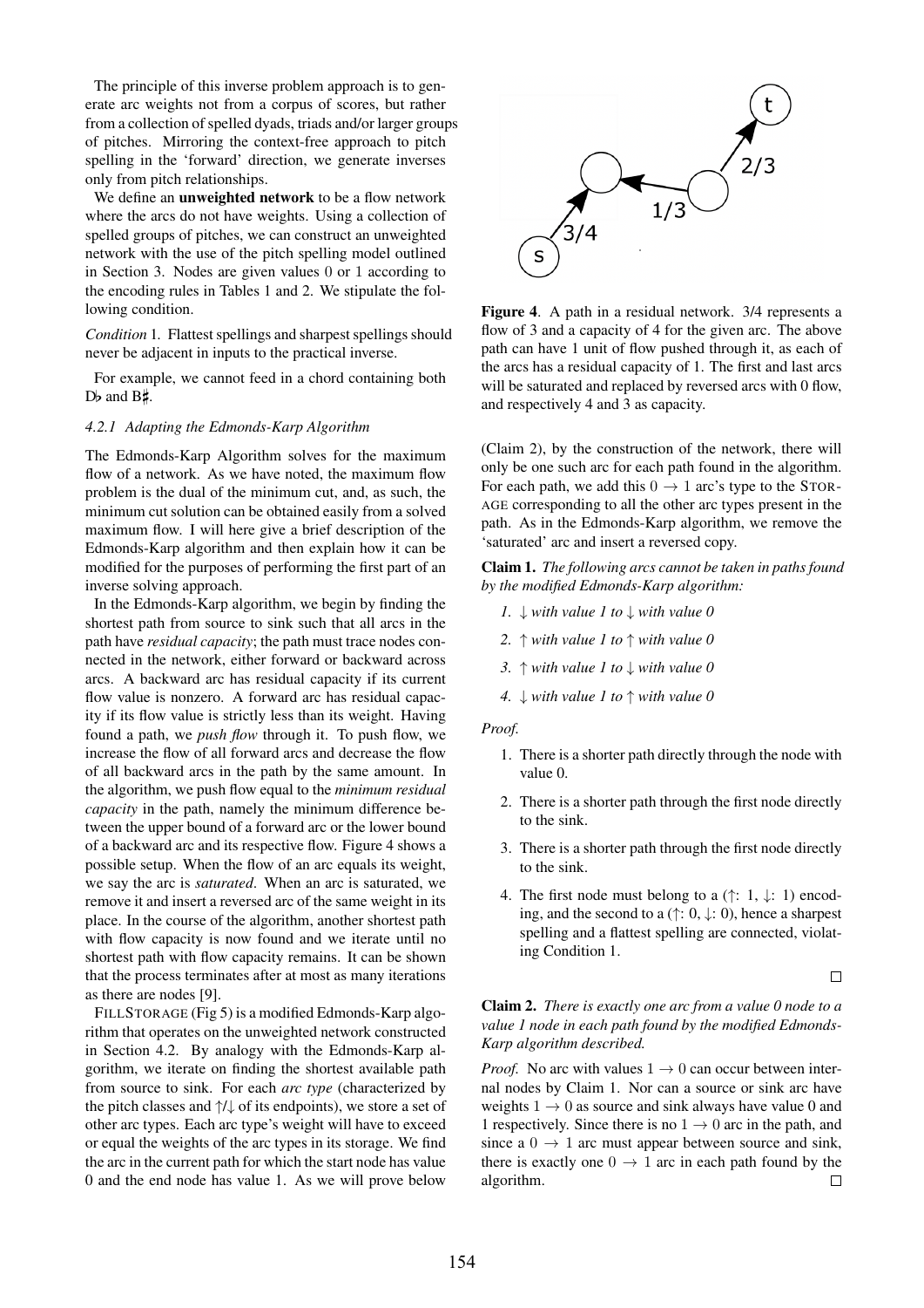The principle of this inverse problem approach is to generate arc weights not from a corpus of scores, but rather from a collection of spelled dyads, triads and/or larger groups of pitches. Mirroring the context-free approach to pitch spelling in the 'forward' direction, we generate inverses only from pitch relationships.

We define an **unweighted network** to be a flow network where the arcs do not have weights. Using a collection of spelled groups of pitches, we can construct an unweighted network with the use of the pitch spelling model outlined in Section 3. Nodes are given values 0 or 1 according to the encoding rules in Tables 1 and 2. We stipulate the following condition.

*Condition* 1. Flattest spellings and sharpest spellings should never be adjacent in inputs to the practical inverse.

For example, we cannot feed in a chord containing both D♭ and B♯.

#### 4.2.1 Adapting the Edmonds-Karp Algorithm

The Edmonds-Karp Algorithm solves for the maximum flow of a network. As we have noted, the maximum flow problem is the dual of the minimum cut, and, as such, the minimum cut solution can be obtained easily from a solved maximum flow. I will here give a brief description of the Edmonds-Karp algorithm and then explain how it can be modified for the purposes of performing the first part of an inverse solving approach.

In the Edmonds-Karp algorithm, we begin by finding the shortest path from source to sink such that all arcs in the path have *residual capacity*; the path must trace nodes connected in the network, either forward or backward across arcs. A backward arc has residual capacity if its current flow value is nonzero. A forward arc has residual capacity if its flow value is strictly less than its weight. Having found a path, we *push flow* through it. To push flow, we increase the flow of all forward arcs and decrease the flow of all backward arcs in the path by the same amount. In the algorithm, we push flow equal to the *minimum residual capacity* in the path, namely the minimum difference between the upper bound of a forward arc or the lower bound of a backward arc and its respective flow. Figure 4 shows a possible setup. When the flow of an arc equals its weight, we say the arc is *saturated*. When an arc is saturated, we remove it and insert a reversed arc of the same weight in its place. In the course of the algorithm, another shortest path with flow capacity is now found and we iterate until no shortest path with flow capacity remains. It can be shown that the process terminates after at most as many iterations as there are nodes [9].

FILLSTORAGE (Fig 5) is a modified Edmonds-Karp algorithm that operates on the unweighted network constructed in Section 4.2. By analogy with the Edmonds-Karp algorithm, we iterate on finding the shortest available path from source to sink. For each *arc type* (characterized by the pitch classes and ↑/↓ of its endpoints), we store a set of other arc types. Each arc type's weight will have to exceed or equal the weights of the arc types in its storage. We find the arc in the current path for which the start node has value 0 and the end node has value 1. As we will prove below (Claim 2), by the construction of the network, there will only be one such arc for each path found in the algorithm. For each path, we add this $0 \rightarrow 1$ arc's type to the STORAGE corresponding to all the other arc types present in the path. As in the Edmonds-Karp algorithm, we remove the 'saturated' arc and insert a reversed copy.

**Figure 4**. A path in a residual network. 3/4 represents a flow of 3 and a capacity of 4 for the given arc. The above path can have 1 unit of flow pushed through it, as each of the arcs has a residual capacity of 1. The first and last arcs will be saturated and replaced by reversed arcs with 0 flow, and respectively 4 and 3 as capacity.

**Claim 1.** *The following arcs cannot be taken in paths found by the modified Edmonds-Karp algorithm:*

1. *↓ with value 1 to ↓ with value 0*
2. *↑ with value 1 to ↑ with value 0*
3. *↑ with value 1 to ↓ with value 0*
4. *↓ with value 1 to ↑ with value 0*

*Proof.*

1. There is a shorter path directly through the node with value 0.
2. There is a shorter path through the first node directly to the sink.
3. There is a shorter path through the first node directly to the sink.
4. The first node must belong to a (↑: 1, ↓: 1) encoding, and the second to a (↑: 0, ↓: 0), hence a sharpest spelling and a flattest spelling are connected, violating Condition 1.

□

**Claim 2.** *There is exactly one arc from a value 0 node to a value 1 node in each path found by the modified Edmonds-Karp algorithm described.*

*Proof.* No arc with values $1 \rightarrow 0$ can occur between internal nodes by Claim 1. Nor can a source or sink arc have weights $1 \rightarrow 0$ as source and sink always have value 0 and 1 respectively. Since there is no $1 \rightarrow 0$ arc in the path, and since a $0 \rightarrow 1$ arc must appear between source and sink, there is exactly one $0 \rightarrow 1$ arc in each path found by the algorithm. □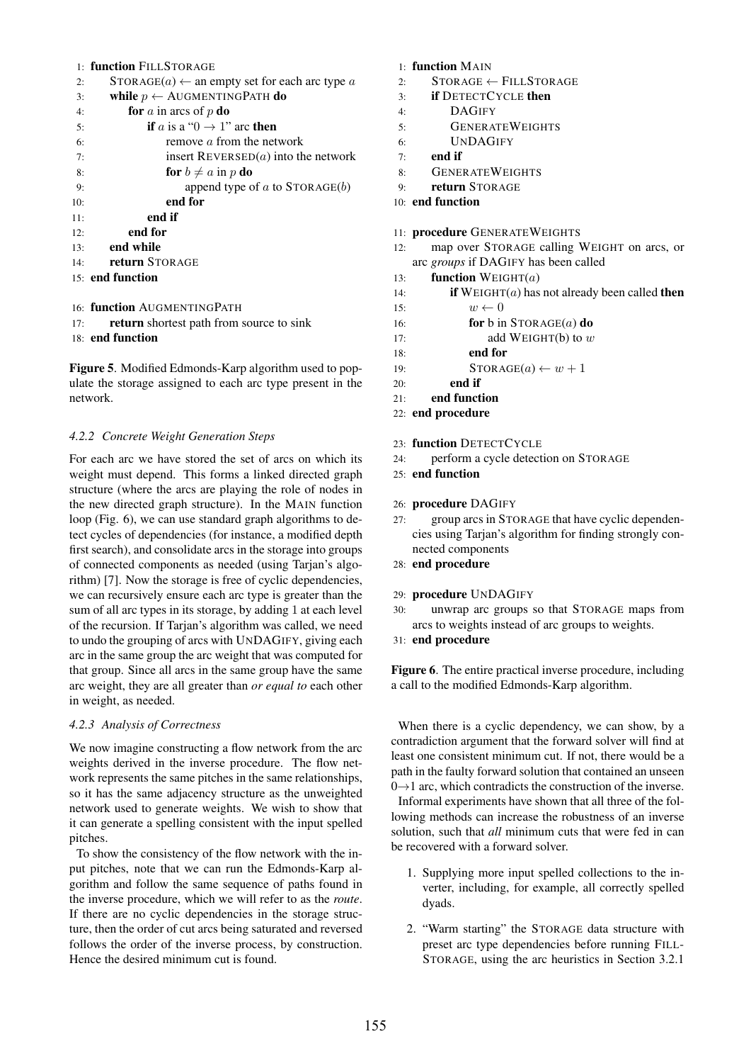```
1: function FILLSTORAGE
2:     STORAGE(a) ← an empty set for each arc type a
3:     while p ← AUGMENTINGPATH do
4:         for a in arcs of p do
5:             if a is a "0 → 1" arc then
6:                 remove a from the network
7:                 insert REVERSED(a) into the network
8:                 for b ≠ a in p do
9:                     append type of a to STORAGE(b)
10:                end for
11:            end if
12:        end for
13:    end while
14:    return STORAGE
15: end function

16: function AUGMENTINGPATH
17:     return shortest path from source to sink
18: end function
```

**Figure 5**. Modified Edmonds-Karp algorithm used to populate the storage assigned to each arc type present in the network.

#### 4.2.2 Concrete Weight Generation Steps

For each arc we have stored the set of arcs on which its weight must depend. This forms a linked directed graph structure (where the arcs are playing the role of nodes in the new directed graph structure). In the MAIN function loop (Fig. 6), we can use standard graph algorithms to detect cycles of dependencies (for instance, a modified depth first search), and consolidate arcs in the storage into groups of connected components as needed (using Tarjan's algorithm) [7]. Now the storage is free of cyclic dependencies, we can recursively ensure each arc type is greater than the sum of all arc types in its storage, by adding 1 at each level of the recursion. If Tarjan's algorithm was called, we need to undo the grouping of arcs with UNDAGIFY, giving each arc in the same group the arc weight that was computed for that group. Since all arcs in the same group have the same arc weight, they are all greater than *or equal to* each other in weight, as needed.

#### 4.2.3 Analysis of Correctness

We now imagine constructing a flow network from the arc weights derived in the inverse procedure. The flow network represents the same pitches in the same relationships, so it has the same adjacency structure as the unweighted network used to generate weights. We wish to show that it can generate a spelling consistent with the input spelled pitches.

To show the consistency of the flow network with the input pitches, note that we can run the Edmonds-Karp algorithm and follow the same sequence of paths found in the inverse procedure, which we will refer to as the *route*. If there are no cyclic dependencies in the storage structure, then the order of cut arcs being saturated and reversed follows the order of the inverse process, by construction. Hence the desired minimum cut is found.

```
1: function MAIN
2:     STORAGE ← FILLSTORAGE
3:     if DETECTCYCLE then
4:         DAGIFY
5:         GENERATEWEIGHTS
6:         UNDAGIFY
7:     end if
8:     GENERATEWEIGHTS
9:     return STORAGE
10: end function

11: procedure GENERATEWEIGHTS
12:     map over STORAGE calling WEIGHT on arcs, or
        arc groups if DAGIFY has been called
13:     function WEIGHT(a)
14:         if WEIGHT(a) has not already been called then
15:             w ← 0
16:             for b in STORAGE(a) do
17:                 add WEIGHT(b) to w
18:             end for
19:             STORAGE(a) ← w + 1
20:         end if
21:     end function
22: end procedure

23: function DETECTCYCLE
24:     perform a cycle detection on STORAGE
25: end function

26: procedure DAGIFY
27:     group arcs in STORAGE that have cyclic dependencies using Tarjan's algorithm for finding strongly connected components
28: end procedure

29: procedure UNDAGIFY
30:     unwrap arc groups so that STORAGE maps from arcs to weights instead of arc groups to weights.
31: end procedure
```

**Figure 6**. The entire practical inverse procedure, including a call to the modified Edmonds-Karp algorithm.

When there is a cyclic dependency, we can show, by a contradiction argument that the forward solver will find at least one consistent minimum cut. If not, there would be a path in the faulty forward solution that contained an unseen $0 \rightarrow 1$ arc, which contradicts the construction of the inverse.

Informal experiments have shown that all three of the following methods can increase the robustness of an inverse solution, such that *all* minimum cuts that were fed in can be recovered with a forward solver.

1. Supplying more input spelled collections to the inverter, including, for example, all correctly spelled dyads.
2. "Warm starting" the STORAGE data structure with preset arc type dependencies before running FILLSTORAGE, using the arc heuristics in Section 3.2.1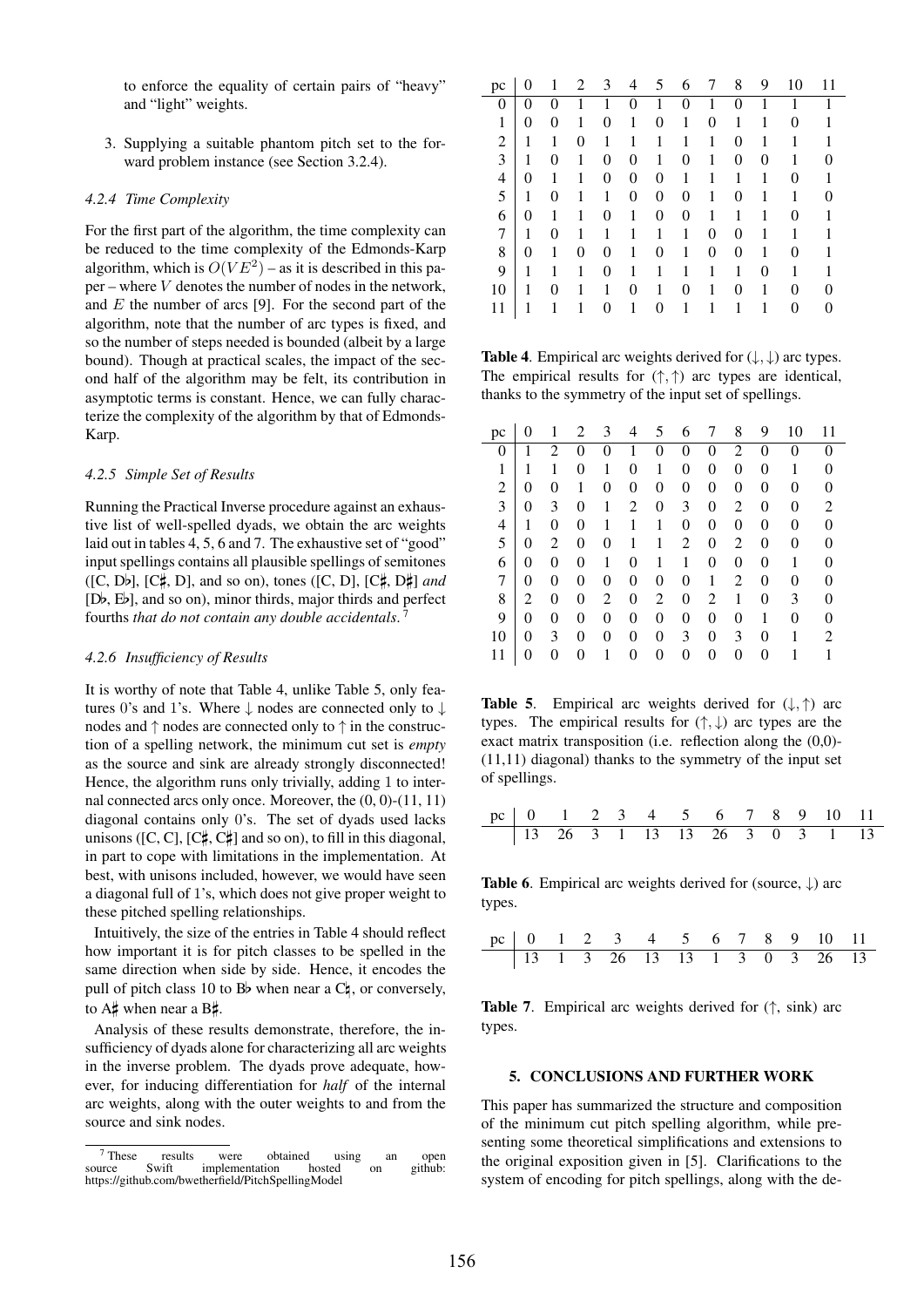to enforce the equality of certain pairs of "heavy" and "light" weights.

3. Supplying a suitable phantom pitch set to the forward problem instance (see Section 3.2.4).

#### 4.2.4 Time Complexity

For the first part of the algorithm, the time complexity can be reduced to the time complexity of the Edmonds-Karp algorithm, which is $O(VE^2)$ – as it is described in this paper – where $V$ denotes the number of nodes in the network, and $E$ the number of arcs [9]. For the second part of the algorithm, note that the number of arc types is fixed, and so the number of steps needed is bounded (albeit by a large bound). Though at practical scales, the impact of the second half of the algorithm may be felt, its contribution in asymptotic terms is constant. Hence, we can fully characterize the complexity of the algorithm by that of Edmonds-Karp.

#### 4.2.5 Simple Set of Results

Running the Practical Inverse procedure against an exhaustive list of well-spelled dyads, we obtain the arc weights laid out in tables 4, 5, 6 and 7. The exhaustive set of "good" input spellings contains all plausible spellings of semitones ([C, D♭], [C♯, D], and so on), tones ([C, D], [C♯, D♯] *and* [D♭, E♭], and so on), minor thirds, major thirds and perfect fourths *that do not contain any double accidentals*.[7]

#### 4.2.6 Insufficiency of Results

It is worthy of note that Table 4, unlike Table 5, only features 0's and 1's. Where ↓ nodes are connected only to ↓ nodes and ↑ nodes are connected only to ↑ in the construction of a spelling network, the minimum cut set is *empty* as the source and sink are already strongly disconnected! Hence, the algorithm runs only trivially, adding 1 to internal connected arcs only once. Moreover, the (0, 0)-(11, 11) diagonal contains only 0's. The set of dyads used lacks unisons ([C, C], [C♯, C♯] and so on), to fill in this diagonal, in part to cope with limitations in the implementation. At best, with unisons included, however, we would have seen a diagonal full of 1's, which does not give proper weight to these pitched spelling relationships.

Intuitively, the size of the entries in Table 4 should reflect how important it is for pitch classes to be spelled in the same direction when side by side. Hence, it encodes the pull of pitch class 10 to B♭ when near a C♮, or conversely, to A♯ when near a B♯.

Analysis of these results demonstrate, therefore, the insufficiency of dyads alone for characterizing all arc weights in the inverse problem. The dyads prove adequate, however, for inducing differentiation for *half* of the internal arc weights, along with the outer weights to and from the source and sink nodes.

[7] These results were obtained using an open source Swift implementation hosted on github: https://github.com/bwetherfield/PitchSpellingModel

| pc | 0 | 1 | 2 | 3 | 4 | 5 | 6 | 7 | 8 | 9 | 10 | 11 |
|---|---|---|---|---|---|---|---|---|---|---|---|---|
| 0 | 0 | 0 | 1 | 1 | 0 | 1 | 0 | 1 | 0 | 1 | 1 | 1 |
| 1 | 0 | 0 | 1 | 0 | 1 | 0 | 1 | 0 | 1 | 1 | 0 | 1 |
| 2 | 1 | 1 | 0 | 1 | 1 | 1 | 1 | 1 | 0 | 1 | 1 | 1 |
| 3 | 1 | 0 | 1 | 0 | 0 | 1 | 0 | 1 | 0 | 0 | 1 | 0 |
| 4 | 0 | 1 | 1 | 0 | 0 | 0 | 1 | 1 | 1 | 1 | 0 | 1 |
| 5 | 1 | 0 | 1 | 1 | 0 | 0 | 0 | 1 | 0 | 1 | 1 | 0 |
| 6 | 0 | 1 | 1 | 0 | 1 | 0 | 0 | 1 | 1 | 1 | 0 | 1 |
| 7 | 1 | 0 | 1 | 1 | 1 | 1 | 1 | 0 | 0 | 1 | 1 | 1 |
| 8 | 0 | 1 | 0 | 0 | 1 | 0 | 1 | 0 | 0 | 1 | 0 | 1 |
| 9 | 1 | 1 | 1 | 0 | 1 | 1 | 1 | 1 | 1 | 0 | 1 | 1 |
| 10 | 1 | 0 | 1 | 1 | 0 | 1 | 0 | 1 | 0 | 1 | 0 | 0 |
| 11 | 1 | 1 | 1 | 0 | 1 | 0 | 1 | 1 | 1 | 1 | 0 | 0 |

**Table 4**. Empirical arc weights derived for (↓, ↓) arc types. The empirical results for (↑, ↑) arc types are identical, thanks to the symmetry of the input set of spellings.

| pc | 0 | 1 | 2 | 3 | 4 | 5 | 6 | 7 | 8 | 9 | 10 | 11 |
|---|---|---|---|---|---|---|---|---|---|---|---|---|
| 0 | 1 | 2 | 0 | 0 | 1 | 0 | 0 | 0 | 2 | 0 | 0 | 0 |
| 1 | 1 | 1 | 0 | 1 | 0 | 1 | 0 | 0 | 0 | 0 | 1 | 0 |
| 2 | 0 | 0 | 1 | 0 | 0 | 0 | 0 | 0 | 0 | 0 | 0 | 0 |
| 3 | 0 | 3 | 0 | 1 | 2 | 0 | 3 | 0 | 2 | 0 | 0 | 2 |
| 4 | 1 | 0 | 0 | 1 | 1 | 1 | 0 | 0 | 0 | 0 | 0 | 0 |
| 5 | 0 | 2 | 0 | 0 | 1 | 1 | 2 | 0 | 2 | 0 | 0 | 0 |
| 6 | 0 | 0 | 0 | 1 | 0 | 1 | 1 | 0 | 0 | 0 | 1 | 0 |
| 7 | 0 | 0 | 0 | 0 | 0 | 0 | 0 | 1 | 2 | 0 | 0 | 0 |
| 8 | 2 | 0 | 0 | 2 | 0 | 2 | 0 | 2 | 1 | 0 | 3 | 0 |
| 9 | 0 | 0 | 0 | 0 | 0 | 0 | 0 | 0 | 0 | 1 | 0 | 0 |
| 10 | 0 | 3 | 0 | 0 | 0 | 0 | 3 | 0 | 3 | 0 | 1 | 2 |
| 11 | 0 | 0 | 0 | 1 | 0 | 0 | 0 | 0 | 0 | 0 | 1 | 1 |

**Table 5**. Empirical arc weights derived for (↓, ↑) arc types. The empirical results for (↑, ↓) arc types are the exact matrix transposition (i.e. reflection along the (0,0)-(11,11) diagonal) thanks to the symmetry of the input set of spellings.

| pc | 0 | 1 | 2 | 3 | 4 | 5 | 6 | 7 | 8 | 9 | 10 | 11 |
|---|---|---|---|---|---|---|---|---|---|---|---|---|
| | 13 | 26 | 3 | 1 | 13 | 13 | 26 | 3 | 0 | 3 | 1 | 13 |

**Table 6**. Empirical arc weights derived for (source, ↓) arc types.

| pc | 0 | 1 | 2 | 3 | 4 | 5 | 6 | 7 | 8 | 9 | 10 | 11 |
|---|---|---|---|---|---|---|---|---|---|---|---|---|
| | 13 | 1 | 3 | 26 | 13 | 13 | 1 | 3 | 0 | 3 | 26 | 13 |

**Table 7**. Empirical arc weights derived for (↑, sink) arc types.

## 5. CONCLUSIONS AND FURTHER WORK

This paper has summarized the structure and composition of the minimum cut pitch spelling algorithm, while presenting some theoretical simplifications and extensions to the original exposition given in [5]. Clarifications to the system of encoding for pitch spellings, along with the de-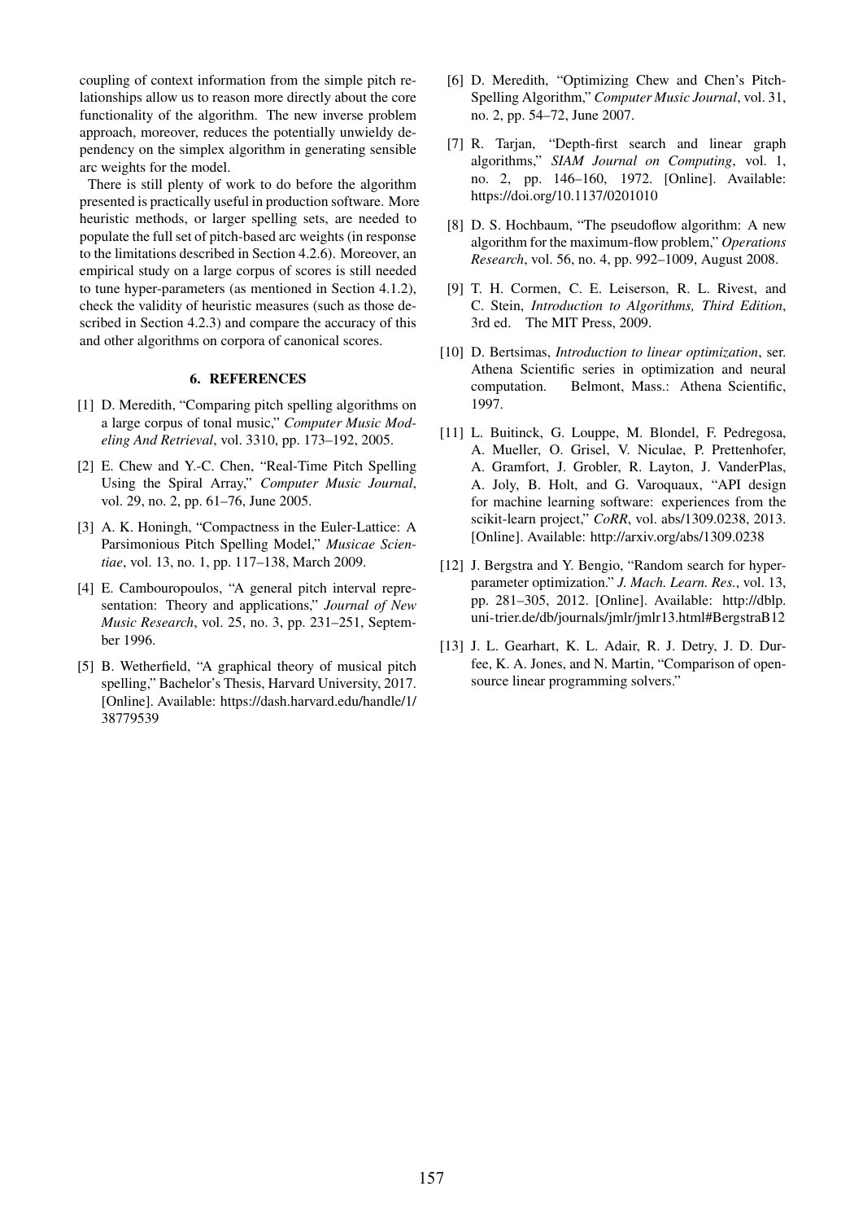coupling of context information from the simple pitch relationships allow us to reason more directly about the core functionality of the algorithm. The new inverse problem approach, moreover, reduces the potentially unwieldy dependency on the simplex algorithm in generating sensible arc weights for the model.

There is still plenty of work to do before the algorithm presented is practically useful in production software. More heuristic methods, or larger spelling sets, are needed to populate the full set of pitch-based arc weights (in response to the limitations described in Section 4.2.6). Moreover, an empirical study on a large corpus of scores is still needed to tune hyper-parameters (as mentioned in Section 4.1.2), check the validity of heuristic measures (such as those described in Section 4.2.3) and compare the accuracy of this and other algorithms on corpora of canonical scores.

## 6. REFERENCES

[1] D. Meredith, "Comparing pitch spelling algorithms on a large corpus of tonal music," *Computer Music Modeling And Retrieval*, vol. 3310, pp. 173–192, 2005.

[2] E. Chew and Y.-C. Chen, "Real-Time Pitch Spelling Using the Spiral Array," *Computer Music Journal*, vol. 29, no. 2, pp. 61–76, June 2005.

[3] A. K. Honingh, "Compactness in the Euler-Lattice: A Parsimonious Pitch Spelling Model," *Musicae Scientiae*, vol. 13, no. 1, pp. 117–138, March 2009.

[4] E. Cambouropoulos, "A general pitch interval representation: Theory and applications," *Journal of New Music Research*, vol. 25, no. 3, pp. 231–251, September 1996.

[5] B. Wetherfield, "A graphical theory of musical pitch spelling," Bachelor's Thesis, Harvard University, 2017. [Online]. Available: https://dash.harvard.edu/handle/1/38779539

[6] D. Meredith, "Optimizing Chew and Chen's Pitch-Spelling Algorithm," *Computer Music Journal*, vol. 31, no. 2, pp. 54–72, June 2007.

[7] R. Tarjan, "Depth-first search and linear graph algorithms," *SIAM Journal on Computing*, vol. 1, no. 2, pp. 146–160, 1972. [Online]. Available: https://doi.org/10.1137/0201010

[8] D. S. Hochbaum, "The pseudoflow algorithm: A new algorithm for the maximum-flow problem," *Operations Research*, vol. 56, no. 4, pp. 992–1009, August 2008.

[9] T. H. Cormen, C. E. Leiserson, R. L. Rivest, and C. Stein, *Introduction to Algorithms, Third Edition*, 3rd ed. The MIT Press, 2009.

[10] D. Bertsimas, *Introduction to linear optimization*, ser. Athena Scientific series in optimization and neural computation. Belmont, Mass.: Athena Scientific, 1997.

[11] L. Buitinck, G. Louppe, M. Blondel, F. Pedregosa, A. Mueller, O. Grisel, V. Niculae, P. Prettenhofer, A. Gramfort, J. Grobler, R. Layton, J. VanderPlas, A. Joly, B. Holt, and G. Varoquaux, "API design for machine learning software: experiences from the scikit-learn project," *CoRR*, vol. abs/1309.0238, 2013. [Online]. Available: http://arxiv.org/abs/1309.0238

[12] J. Bergstra and Y. Bengio, "Random search for hyper-parameter optimization." *J. Mach. Learn. Res.*, vol. 13, pp. 281–305, 2012. [Online]. Available: http://dblp.uni-trier.de/db/journals/jmlr/jmlr13.html#BergstraB12

[13] J. L. Gearhart, K. L. Adair, R. J. Detry, J. D. Durfee, K. A. Jones, and N. Martin, "Comparison of open-source linear programming solvers."